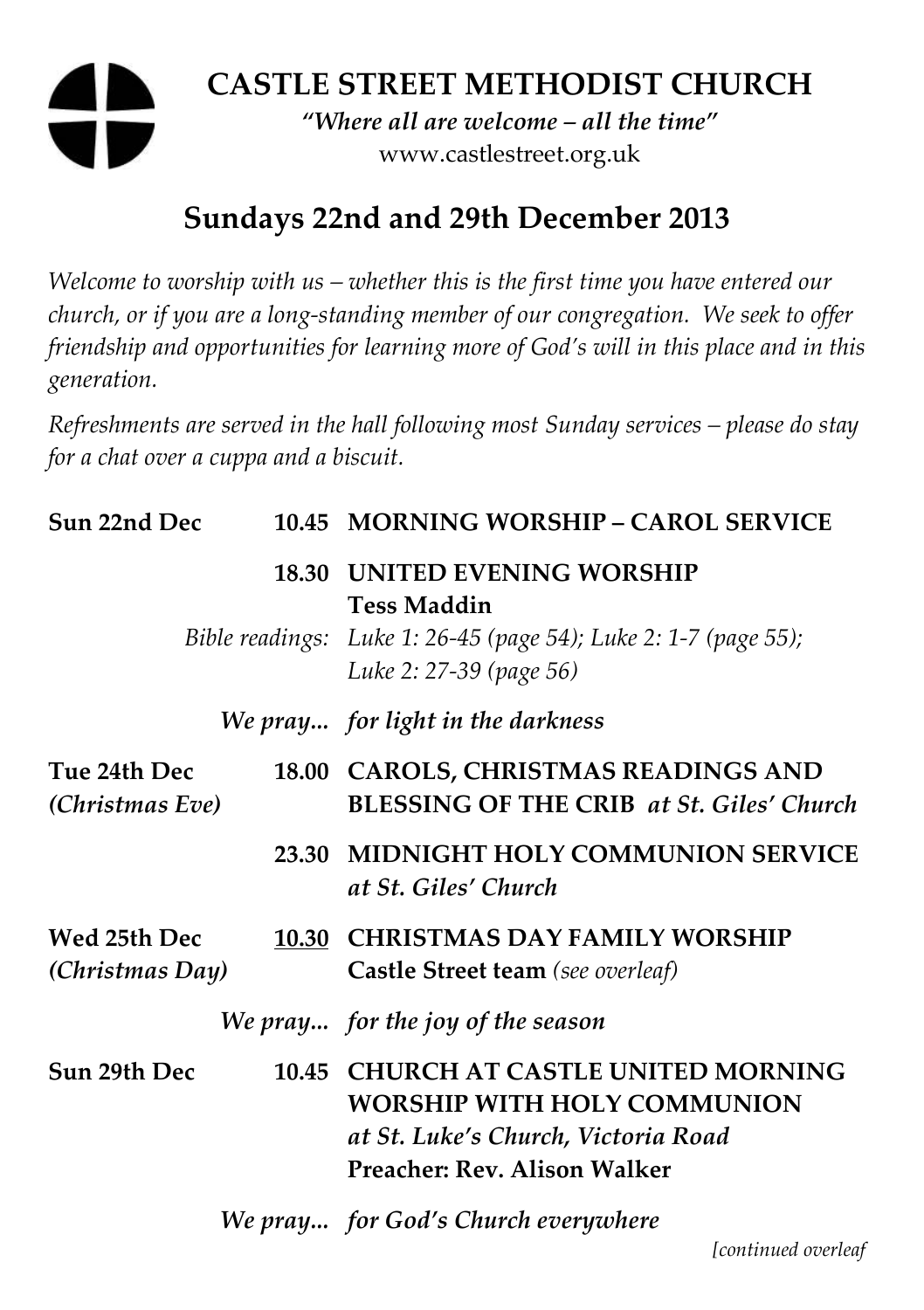# CASTLE STREET METHODIST CHURCH

***"Where all are welcome – all the time"***

www.castlestreet.org.uk

## Sundays 22nd and 29th December 2013

*Welcome to worship with us – whether this is the first time you have entered our church, or if you are a long-standing member of our congregation. We seek to offer friendship and opportunities for learning more of God's will in this place and in this generation.*

*Refreshments are served in the hall following most Sunday services – please do stay for a chat over a cuppa and a biscuit.*

**Sun 22nd Dec** **10.45** **MORNING WORSHIP – CAROL SERVICE**

**18.30** **UNITED EVENING WORSHIP**
**Tess Maddin**

*Bible readings:* *Luke 1: 26-45 (page 54); Luke 2: 1-7 (page 55); Luke 2: 27-39 (page 56)*

*We pray... for light in the darkness*

**Tue 24th Dec** *(Christmas Eve)* **18.00** **CAROLS, CHRISTMAS READINGS AND BLESSING OF THE CRIB** ***at St. Giles' Church***

**23.30** **MIDNIGHT HOLY COMMUNION SERVICE**
***at St. Giles' Church***

**Wed 25th Dec** *(Christmas Day)* **10.30** **CHRISTMAS DAY FAMILY WORSHIP**
**Castle Street team** *(see overleaf)*

*We pray... for the joy of the season*

**Sun 29th Dec** **10.45** **CHURCH AT CASTLE UNITED MORNING WORSHIP WITH HOLY COMMUNION**
***at St. Luke's Church, Victoria Road***
**Preacher: Rev. Alison Walker**

*We pray... for God's Church everywhere*

*[continued overleaf*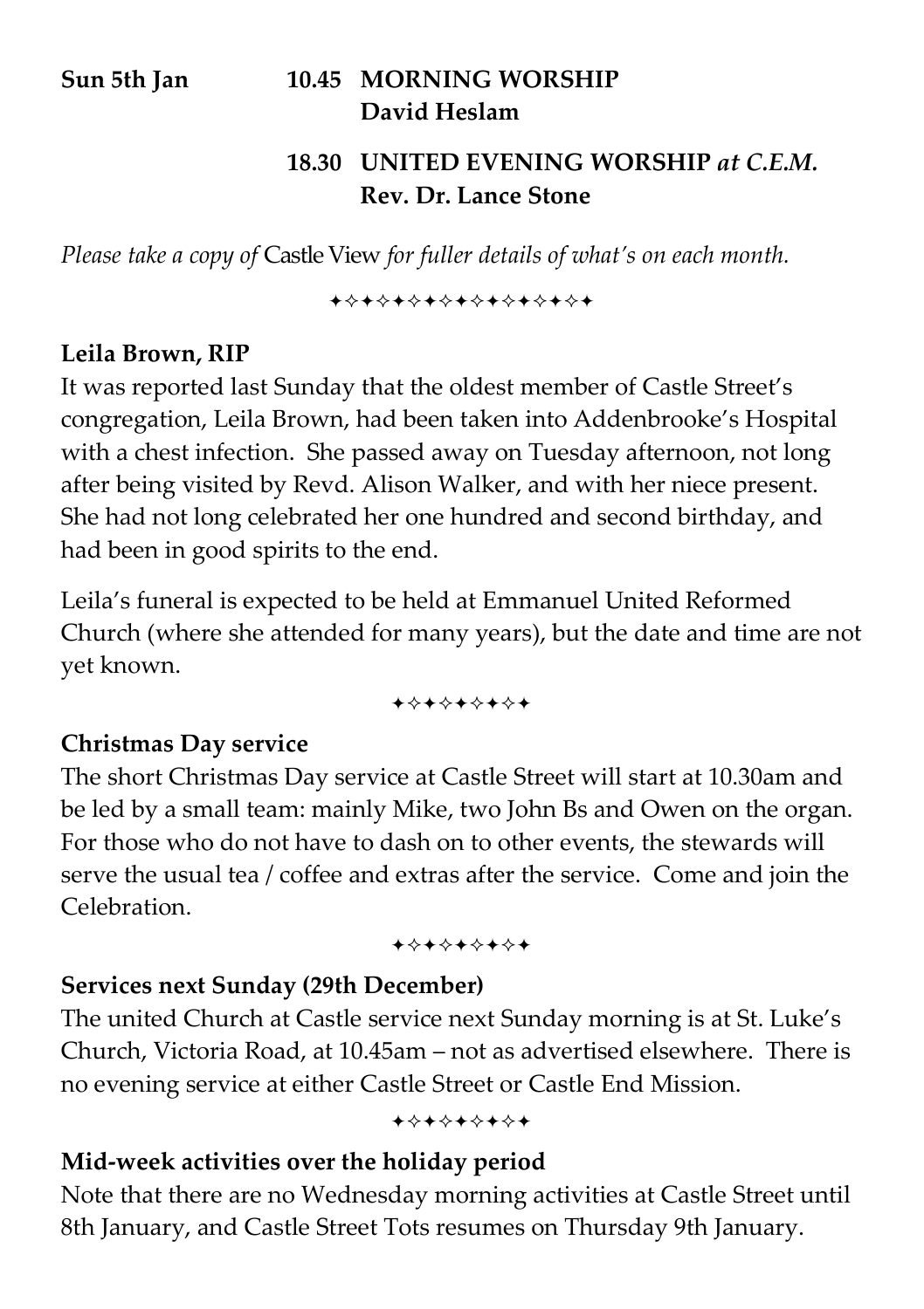**Sun 5th Jan** **10.45 MORNING WORSHIP**
**David Heslam**

**18.30 UNITED EVENING WORSHIP** ***at C.E.M.***
**Rev. Dr. Lance Stone**

*Please take a copy of* Castle View *for fuller details of what's on each month.*

✦✧✦✧✦✧✦✧✦✧✦✧✦✧✦✧✦

**Leila Brown, RIP**

It was reported last Sunday that the oldest member of Castle Street's congregation, Leila Brown, had been taken into Addenbrooke's Hospital with a chest infection. She passed away on Tuesday afternoon, not long after being visited by Revd. Alison Walker, and with her niece present. She had not long celebrated her one hundred and second birthday, and had been in good spirits to the end.

Leila's funeral is expected to be held at Emmanuel United Reformed Church (where she attended for many years), but the date and time are not yet known.

✦✧✦✧✦✧✦✧✦

**Christmas Day service**

The short Christmas Day service at Castle Street will start at 10.30am and be led by a small team: mainly Mike, two John Bs and Owen on the organ. For those who do not have to dash on to other events, the stewards will serve the usual tea / coffee and extras after the service. Come and join the Celebration.

✦✧✦✧✦✧✦✧✦

**Services next Sunday (29th December)**

The united Church at Castle service next Sunday morning is at St. Luke's Church, Victoria Road, at 10.45am – not as advertised elsewhere. There is no evening service at either Castle Street or Castle End Mission.

✦✧✦✧✦✧✦✧✦

**Mid-week activities over the holiday period**

Note that there are no Wednesday morning activities at Castle Street until 8th January, and Castle Street Tots resumes on Thursday 9th January.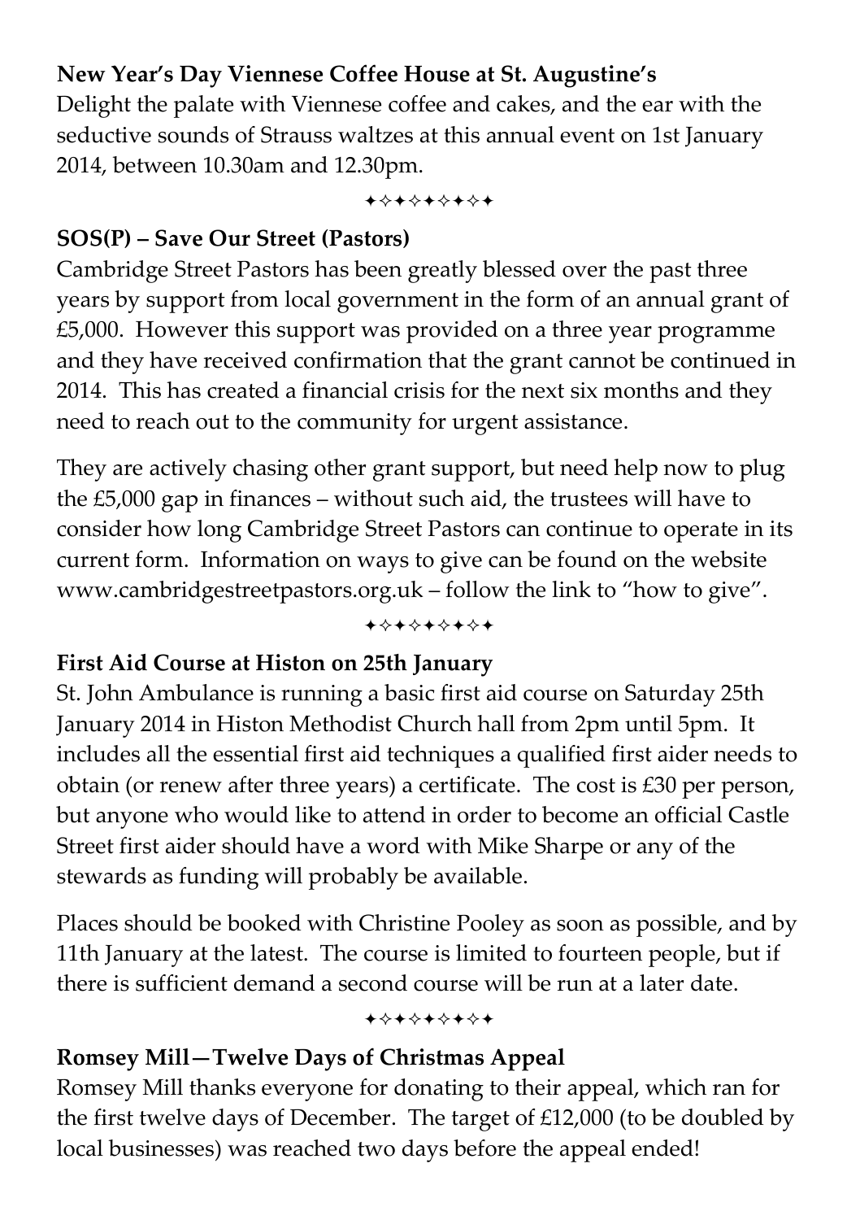**New Year's Day Viennese Coffee House at St. Augustine's**

Delight the palate with Viennese coffee and cakes, and the ear with the seductive sounds of Strauss waltzes at this annual event on 1st January 2014, between 10.30am and 12.30pm.

✦✧✦✧✦✧✦✧✦

**SOS(P) – Save Our Street (Pastors)**

Cambridge Street Pastors has been greatly blessed over the past three years by support from local government in the form of an annual grant of £5,000. However this support was provided on a three year programme and they have received confirmation that the grant cannot be continued in 2014. This has created a financial crisis for the next six months and they need to reach out to the community for urgent assistance.

They are actively chasing other grant support, but need help now to plug the £5,000 gap in finances – without such aid, the trustees will have to consider how long Cambridge Street Pastors can continue to operate in its current form. Information on ways to give can be found on the website www.cambridgestreetpastors.org.uk – follow the link to "how to give".

✦✧✦✧✦✧✦✧✦

**First Aid Course at Histon on 25th January**

St. John Ambulance is running a basic first aid course on Saturday 25th January 2014 in Histon Methodist Church hall from 2pm until 5pm. It includes all the essential first aid techniques a qualified first aider needs to obtain (or renew after three years) a certificate. The cost is £30 per person, but anyone who would like to attend in order to become an official Castle Street first aider should have a word with Mike Sharpe or any of the stewards as funding will probably be available.

Places should be booked with Christine Pooley as soon as possible, and by 11th January at the latest. The course is limited to fourteen people, but if there is sufficient demand a second course will be run at a later date.

✦✧✦✧✦✧✦✧✦

**Romsey Mill—Twelve Days of Christmas Appeal**

Romsey Mill thanks everyone for donating to their appeal, which ran for the first twelve days of December. The target of £12,000 (to be doubled by local businesses) was reached two days before the appeal ended!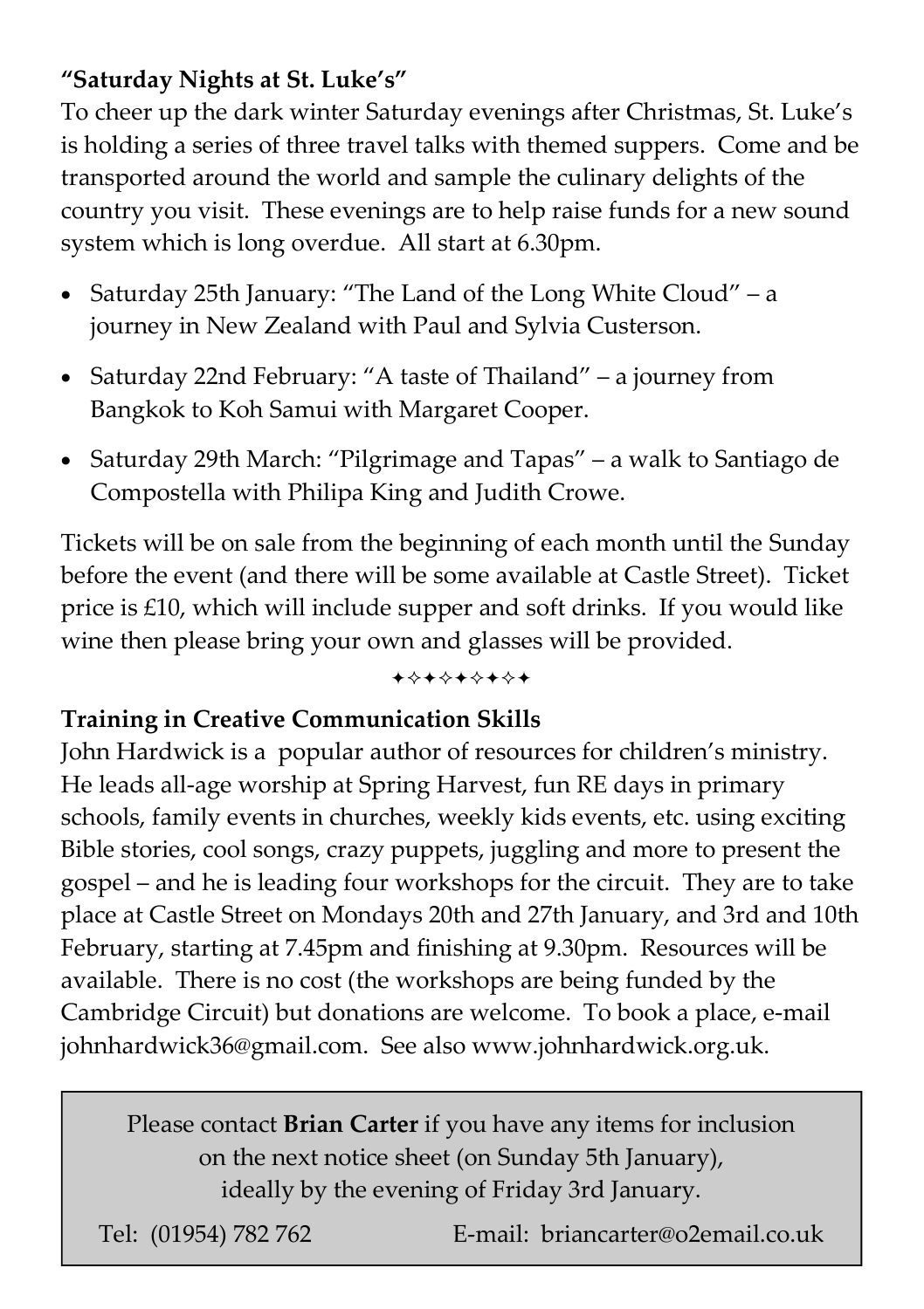**"Saturday Nights at St. Luke's"**

To cheer up the dark winter Saturday evenings after Christmas, St. Luke's is holding a series of three travel talks with themed suppers. Come and be transported around the world and sample the culinary delights of the country you visit. These evenings are to help raise funds for a new sound system which is long overdue. All start at 6.30pm.

- Saturday 25th January: "The Land of the Long White Cloud" – a journey in New Zealand with Paul and Sylvia Custerson.
- Saturday 22nd February: "A taste of Thailand" – a journey from Bangkok to Koh Samui with Margaret Cooper.
- Saturday 29th March: "Pilgrimage and Tapas" – a walk to Santiago de Compostella with Philipa King and Judith Crowe.

Tickets will be on sale from the beginning of each month until the Sunday before the event (and there will be some available at Castle Street). Ticket price is £10, which will include supper and soft drinks. If you would like wine then please bring your own and glasses will be provided.

✦✧✦✧✦✦✧✦✧✦

**Training in Creative Communication Skills**

John Hardwick is a popular author of resources for children's ministry. He leads all-age worship at Spring Harvest, fun RE days in primary schools, family events in churches, weekly kids events, etc. using exciting Bible stories, cool songs, crazy puppets, juggling and more to present the gospel – and he is leading four workshops for the circuit. They are to take place at Castle Street on Mondays 20th and 27th January, and 3rd and 10th February, starting at 7.45pm and finishing at 9.30pm. Resources will be available. There is no cost (the workshops are being funded by the Cambridge Circuit) but donations are welcome. To book a place, e-mail johnhardwick36@gmail.com. See also www.johnhardwick.org.uk.

Please contact **Brian Carter** if you have any items for inclusion on the next notice sheet (on Sunday 5th January), ideally by the evening of Friday 3rd January.

Tel: (01954) 782 762 E-mail: briancarter@o2email.co.uk